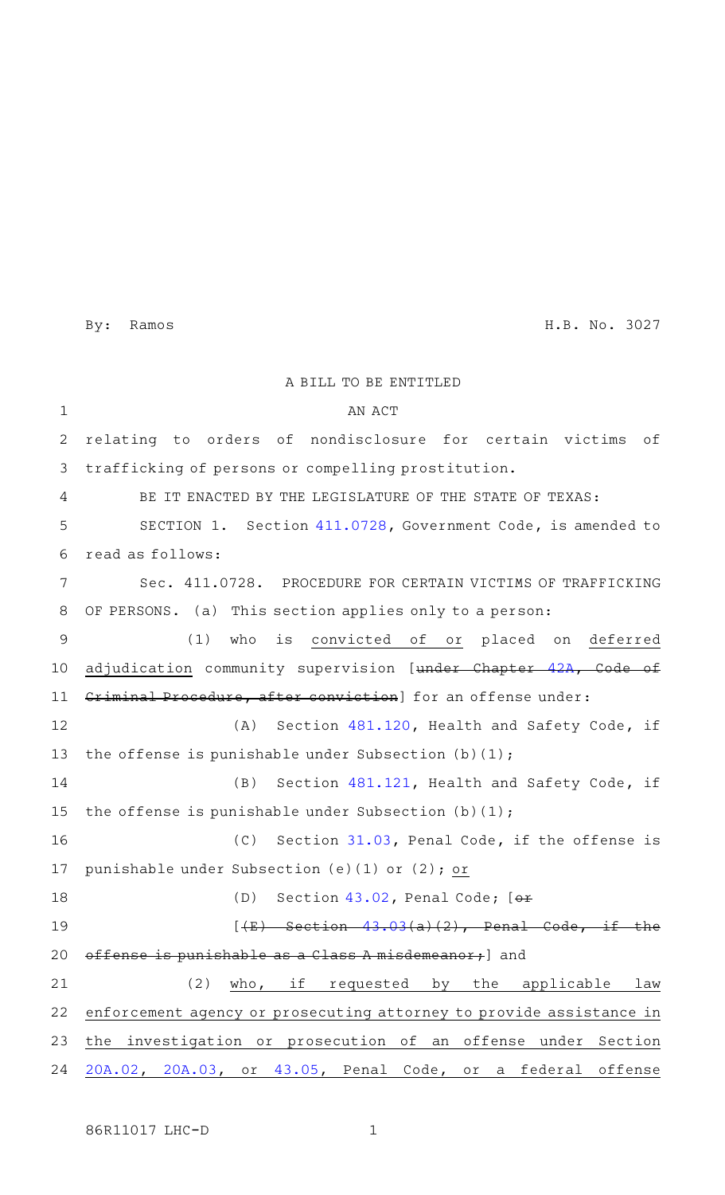By: Ramos H.B. No. 3027

A BILL TO BE ENTITLED

AN ACT

relating to orders of nondisclosure for certain victims of trafficking of persons or compelling prostitution.

BE IT ENACTED BY THE LEGISLATURE OF THE STATE OF TEXAS:

SECTION 1. Section 411.0728, Government Code, is amended to read as follows:

Sec. 411.0728. PROCEDURE FOR CERTAIN VICTIMS OF TRAFFICKING OF PERSONS. (a) This section applies only to a person:

(1) who is convicted of or placed on deferred adjudication community supervision [~~under Chapter 42A, Code of Criminal Procedure, after conviction~~] for an offense under:

(A) Section 481.120, Health and Safety Code, if the offense is punishable under Subsection (b)(1);

(B) Section 481.121, Health and Safety Code, if the offense is punishable under Subsection (b)(1);

(C) Section 31.03, Penal Code, if the offense is punishable under Subsection (e)(1) or (2); or

(D) Section 43.02, Penal Code; [~~or~~

[~~(E) Section 43.03(a)(2), Penal Code, if the offense is punishable as a Class A misdemeanor;~~] and

(2) who, if requested by the applicable law enforcement agency or prosecuting attorney to provide assistance in the investigation or prosecution of an offense under Section 20A.02, 20A.03, or 43.05, Penal Code, or a federal offense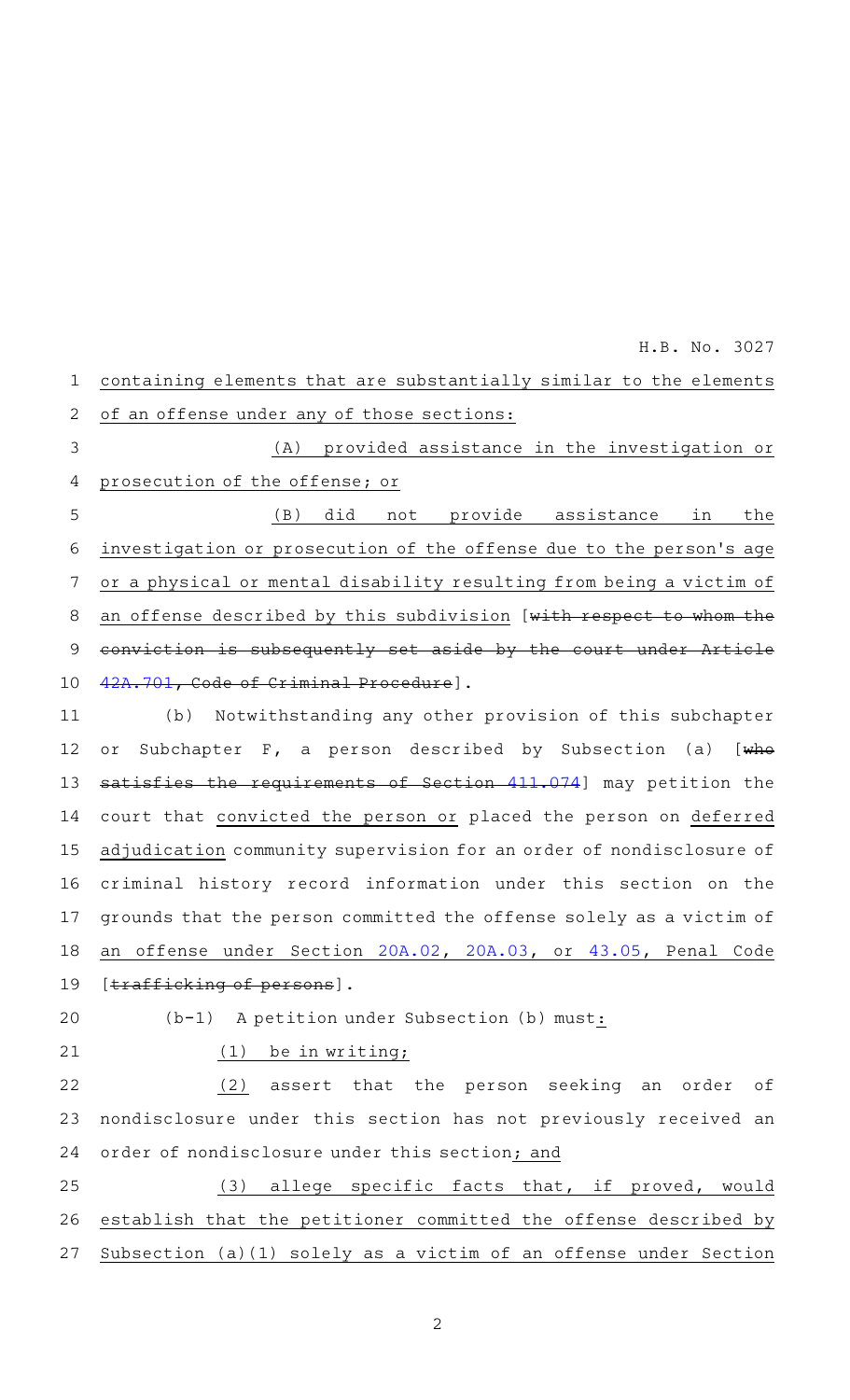containing elements that are substantially similar to the elements of an offense under any of those sections:

(A) provided assistance in the investigation or prosecution of the offense; or

(B) did not provide assistance in the investigation or prosecution of the offense due to the person's age or a physical or mental disability resulting from being a victim of an offense described by this subdivision [~~with respect to whom the conviction is subsequently set aside by the court under Article 42A.701, Code of Criminal Procedure~~].

(b) Notwithstanding any other provision of this subchapter or Subchapter F, a person described by Subsection (a) [~~who satisfies the requirements of Section 411.074~~] may petition the court that convicted the person or placed the person on deferred adjudication community supervision for an order of nondisclosure of criminal history record information under this section on the grounds that the person committed the offense solely as a victim of an offense under Section 20A.02, 20A.03, or 43.05, Penal Code [~~trafficking of persons~~].

(b-1) A petition under Subsection (b) must:

(1) be in writing;

(2) assert that the person seeking an order of nondisclosure under this section has not previously received an order of nondisclosure under this section; and

(3) allege specific facts that, if proved, would establish that the petitioner committed the offense described by Subsection (a)(1) solely as a victim of an offense under Section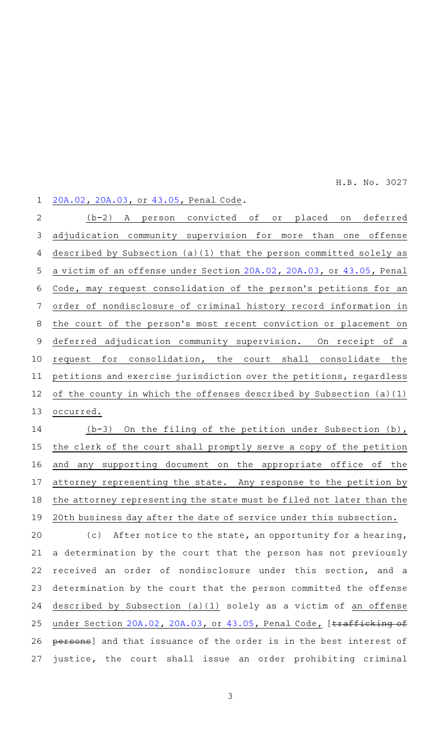20A.02, 20A.03, or 43.05, Penal Code.

(b-2) A person convicted of or placed on deferred adjudication community supervision for more than one offense described by Subsection (a)(1) that the person committed solely as a victim of an offense under Section 20A.02, 20A.03, or 43.05, Penal Code, may request consolidation of the person's petitions for an order of nondisclosure of criminal history record information in the court of the person's most recent conviction or placement on deferred adjudication community supervision. On receipt of a request for consolidation, the court shall consolidate the petitions and exercise jurisdiction over the petitions, regardless of the county in which the offenses described by Subsection (a)(1) occurred.

(b-3) On the filing of the petition under Subsection (b), the clerk of the court shall promptly serve a copy of the petition and any supporting document on the appropriate office of the attorney representing the state. Any response to the petition by the attorney representing the state must be filed not later than the 20th business day after the date of service under this subsection.

(c) After notice to the state, an opportunity for a hearing, a determination by the court that the person has not previously received an order of nondisclosure under this section, and a determination by the court that the person committed the offense described by Subsection (a)(1) solely as a victim of an offense under Section 20A.02, 20A.03, or 43.05, Penal Code, [~~trafficking of persons~~] and that issuance of the order is in the best interest of justice, the court shall issue an order prohibiting criminal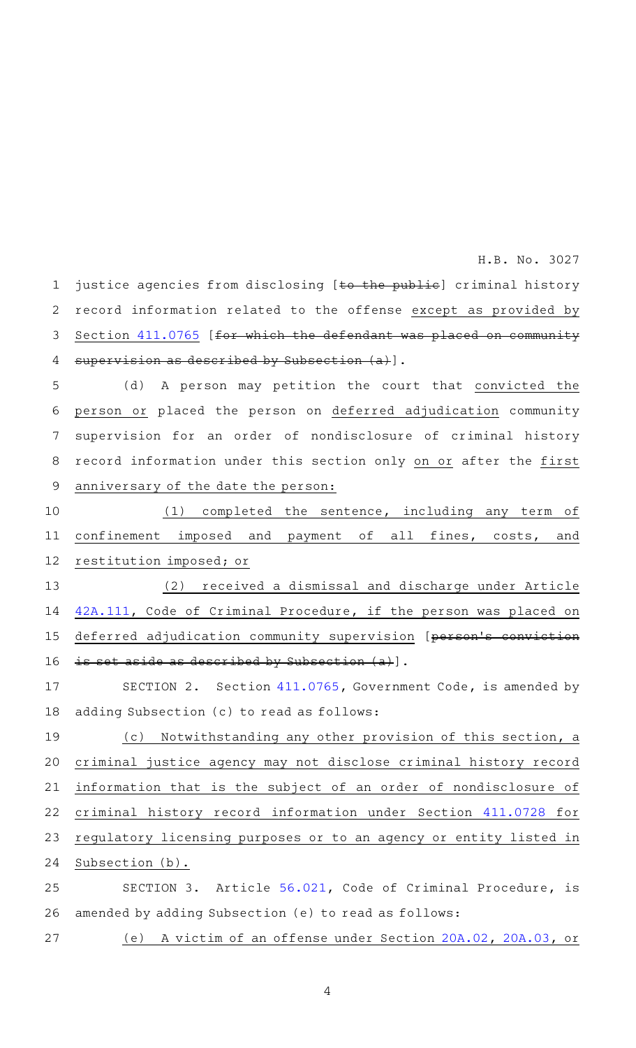justice agencies from disclosing [~~to the public~~] criminal history record information related to the offense <u>except as provided by Section 411.0765</u> [~~for which the defendant was placed on community supervision as described by Subsection (a)~~].

(d) A person may petition the court that <u>convicted the person or</u> placed the person on <u>deferred adjudication</u> community supervision for an order of nondisclosure of criminal history record information under this section only <u>on or</u> after the <u>first anniversary of the date the person:</u>

<u>(1) completed the sentence, including any term of confinement imposed and payment of all fines, costs, and restitution imposed; or</u>

<u>(2) received a dismissal and discharge under Article 42A.111, Code of Criminal Procedure, if the person was placed on deferred adjudication community supervision</u> [~~person's conviction is set aside as described by Subsection (a)~~].

SECTION 2. Section 411.0765, Government Code, is amended by adding Subsection (c) to read as follows:

<u>(c) Notwithstanding any other provision of this section, a criminal justice agency may not disclose criminal history record information that is the subject of an order of nondisclosure of criminal history record information under Section 411.0728 for regulatory licensing purposes or to an agency or entity listed in Subsection (b).</u>

SECTION 3. Article 56.021, Code of Criminal Procedure, is amended by adding Subsection (e) to read as follows:

<u>(e) A victim of an offense under Section 20A.02, 20A.03, or</u>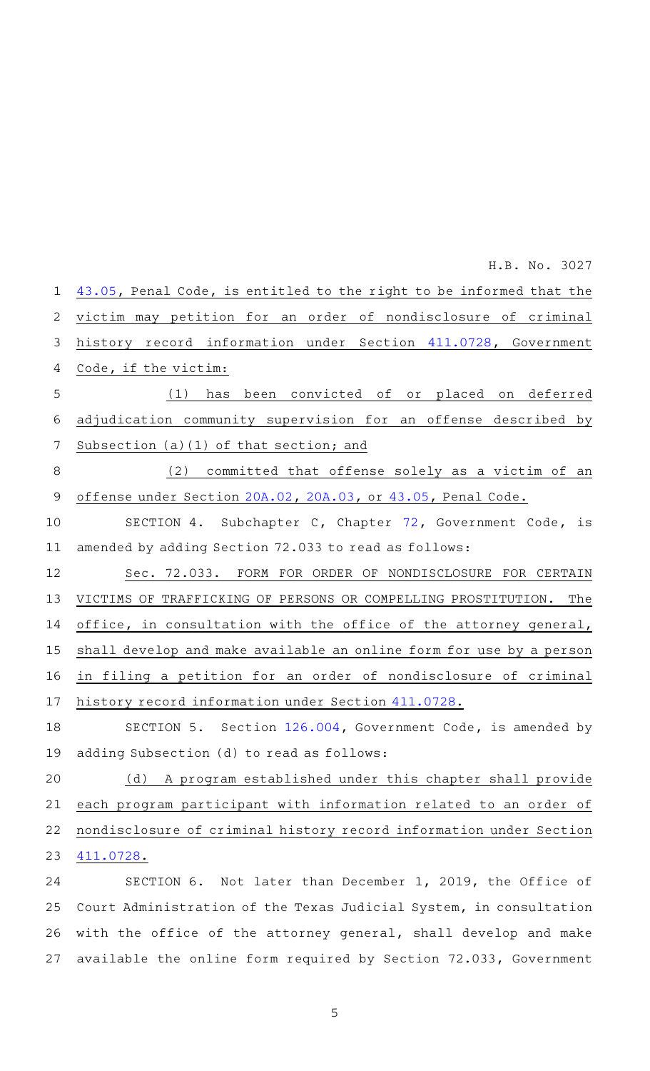43.05, Penal Code, is entitled to the right to be informed that the victim may petition for an order of nondisclosure of criminal history record information under Section 411.0728, Government Code, if the victim:

(1) has been convicted of or placed on deferred adjudication community supervision for an offense described by Subsection (a)(1) of that section; and

(2) committed that offense solely as a victim of an offense under Section 20A.02, 20A.03, or 43.05, Penal Code.

SECTION 4. Subchapter C, Chapter 72, Government Code, is amended by adding Section 72.033 to read as follows:

Sec. 72.033. FORM FOR ORDER OF NONDISCLOSURE FOR CERTAIN VICTIMS OF TRAFFICKING OF PERSONS OR COMPELLING PROSTITUTION. The office, in consultation with the office of the attorney general, shall develop and make available an online form for use by a person in filing a petition for an order of nondisclosure of criminal history record information under Section 411.0728.

SECTION 5. Section 126.004, Government Code, is amended by adding Subsection (d) to read as follows:

(d) A program established under this chapter shall provide each program participant with information related to an order of nondisclosure of criminal history record information under Section 411.0728.

SECTION 6. Not later than December 1, 2019, the Office of Court Administration of the Texas Judicial System, in consultation with the office of the attorney general, shall develop and make available the online form required by Section 72.033, Government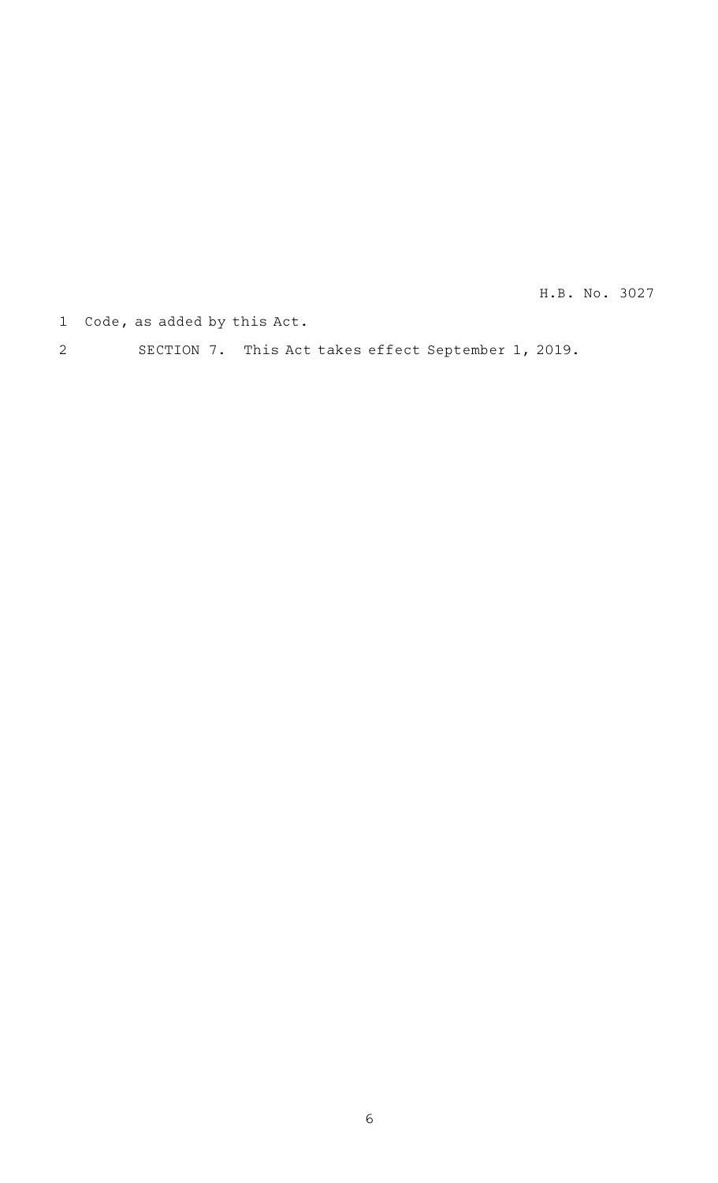Code, as added by this Act.

SECTION 7. This Act takes effect September 1, 2019.